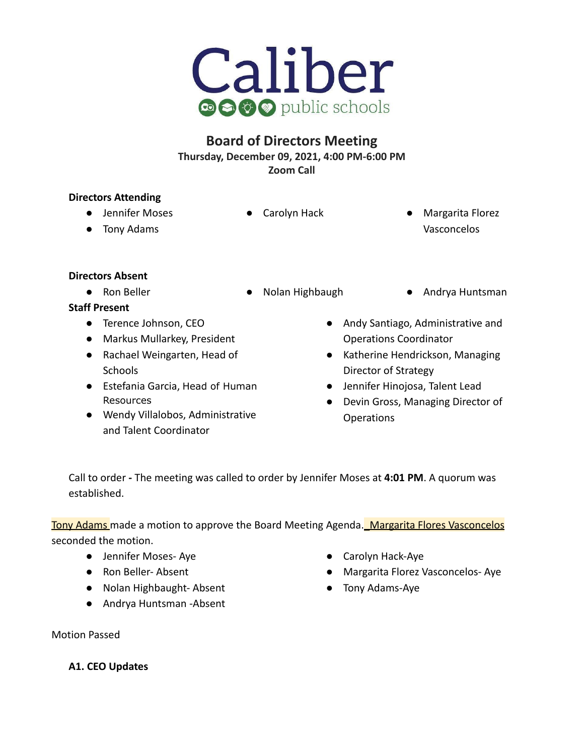# Caliber public schools

## Board of Directors Meeting

**Thursday, December 09, 2021, 4:00 PM-6:00 PM**
**Zoom Call**

**Directors Attending**

- Jennifer Moses
- Tony Adams
- Carolyn Hack
- Margarita Florez Vasconcelos

**Directors Absent**

- Ron Beller
- Nolan Highbaugh
- Andrya Huntsman

**Staff Present**

- Terence Johnson, CEO
- Markus Mullarkey, President
- Rachael Weingarten, Head of Schools
- Estefania Garcia, Head of Human Resources
- Wendy Villalobos, Administrative and Talent Coordinator
- Andy Santiago, Administrative and Operations Coordinator
- Katherine Hendrickson, Managing Director of Strategy
- Jennifer Hinojosa, Talent Lead
- Devin Gross, Managing Director of Operations

Call to order **-** The meeting was called to order by Jennifer Moses at **4:01 PM**. A quorum was established.

Tony Adams made a motion to approve the Board Meeting Agenda. Margarita Flores Vasconcelos seconded the motion.

- Jennifer Moses- Aye
- Ron Beller- Absent
- Nolan Highbaught- Absent
- Andrya Huntsman -Absent
- Carolyn Hack-Aye
- Margarita Florez Vasconcelos- Aye
- Tony Adams-Aye

Motion Passed

**A1. CEO Updates**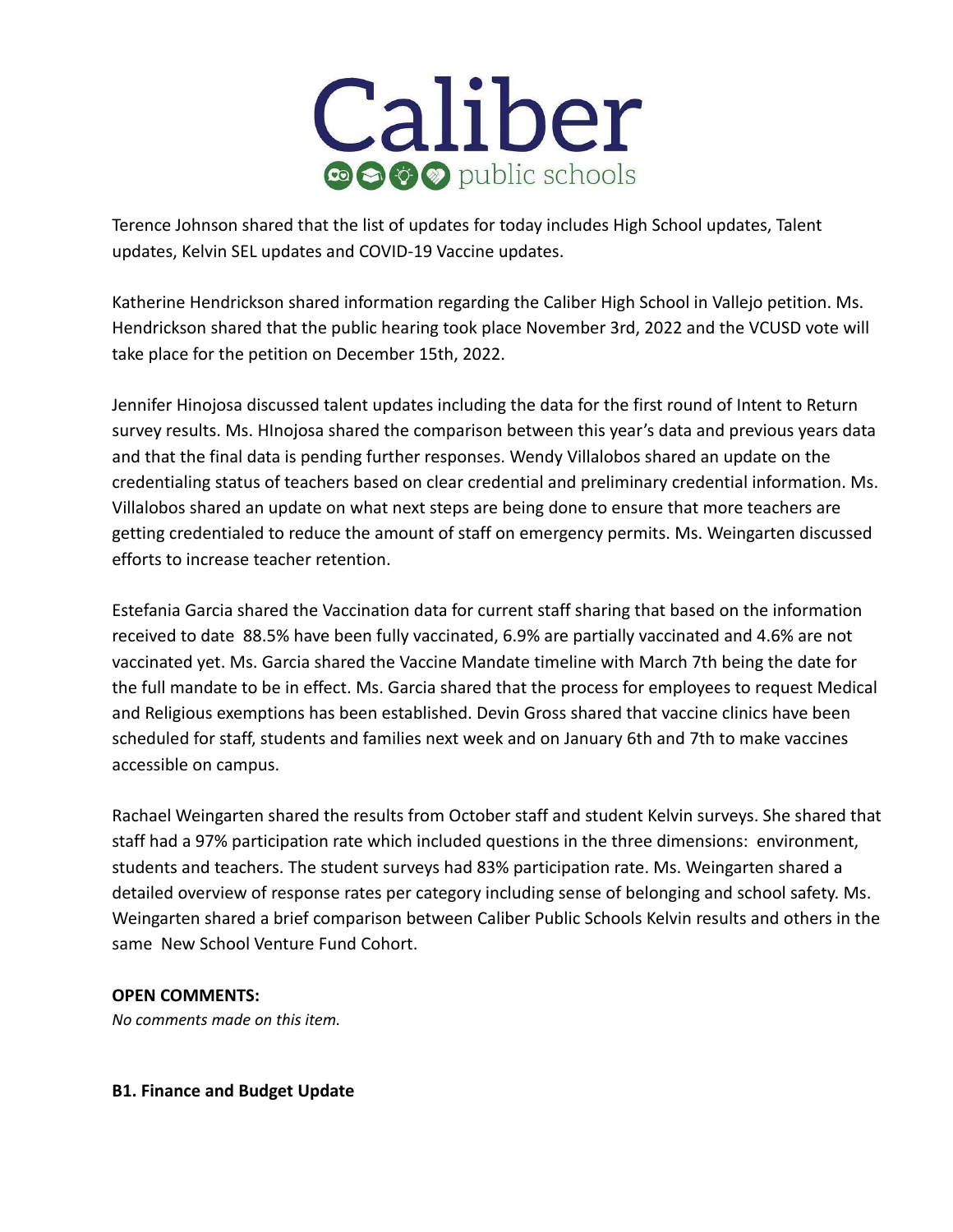Terence Johnson shared that the list of updates for today includes High School updates, Talent updates, Kelvin SEL updates and COVID-19 Vaccine updates.

Katherine Hendrickson shared information regarding the Caliber High School in Vallejo petition. Ms. Hendrickson shared that the public hearing took place November 3rd, 2022 and the VCUSD vote will take place for the petition on December 15th, 2022.

Jennifer Hinojosa discussed talent updates including the data for the first round of Intent to Return survey results. Ms. HInojosa shared the comparison between this year's data and previous years data and that the final data is pending further responses. Wendy Villalobos shared an update on the credentialing status of teachers based on clear credential and preliminary credential information. Ms. Villalobos shared an update on what next steps are being done to ensure that more teachers are getting credentialed to reduce the amount of staff on emergency permits. Ms. Weingarten discussed efforts to increase teacher retention.

Estefania Garcia shared the Vaccination data for current staff sharing that based on the information received to date 88.5% have been fully vaccinated, 6.9% are partially vaccinated and 4.6% are not vaccinated yet. Ms. Garcia shared the Vaccine Mandate timeline with March 7th being the date for the full mandate to be in effect. Ms. Garcia shared that the process for employees to request Medical and Religious exemptions has been established. Devin Gross shared that vaccine clinics have been scheduled for staff, students and families next week and on January 6th and 7th to make vaccines accessible on campus.

Rachael Weingarten shared the results from October staff and student Kelvin surveys. She shared that staff had a 97% participation rate which included questions in the three dimensions: environment, students and teachers. The student surveys had 83% participation rate. Ms. Weingarten shared a detailed overview of response rates per category including sense of belonging and school safety. Ms. Weingarten shared a brief comparison between Caliber Public Schools Kelvin results and others in the same New School Venture Fund Cohort.

**OPEN COMMENTS:**
*No comments made on this item.*

**B1. Finance and Budget Update**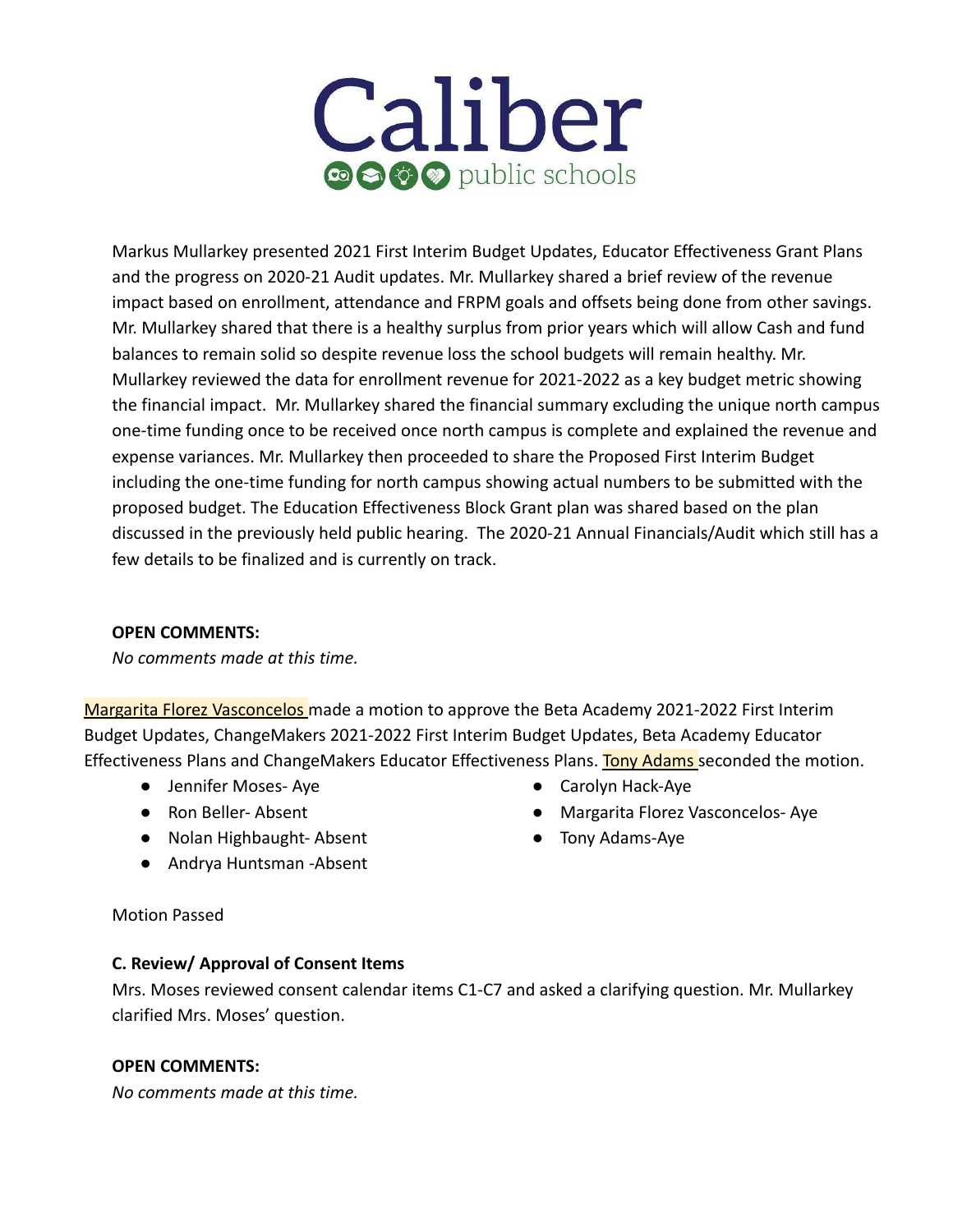Markus Mullarkey presented 2021 First Interim Budget Updates, Educator Effectiveness Grant Plans and the progress on 2020-21 Audit updates. Mr. Mullarkey shared a brief review of the revenue impact based on enrollment, attendance and FRPM goals and offsets being done from other savings. Mr. Mullarkey shared that there is a healthy surplus from prior years which will allow Cash and fund balances to remain solid so despite revenue loss the school budgets will remain healthy. Mr. Mullarkey reviewed the data for enrollment revenue for 2021-2022 as a key budget metric showing the financial impact. Mr. Mullarkey shared the financial summary excluding the unique north campus one-time funding once to be received once north campus is complete and explained the revenue and expense variances. Mr. Mullarkey then proceeded to share the Proposed First Interim Budget including the one-time funding for north campus showing actual numbers to be submitted with the proposed budget. The Education Effectiveness Block Grant plan was shared based on the plan discussed in the previously held public hearing. The 2020-21 Annual Financials/Audit which still has a few details to be finalized and is currently on track.

**OPEN COMMENTS:**

*No comments made at this time.*

Margarita Florez Vasconcelos made a motion to approve the Beta Academy 2021-2022 First Interim Budget Updates, ChangeMakers 2021-2022 First Interim Budget Updates, Beta Academy Educator Effectiveness Plans and ChangeMakers Educator Effectiveness Plans. Tony Adams seconded the motion.

- Jennifer Moses- Aye
- Ron Beller- Absent
- Nolan Highbaught- Absent
- Andrya Huntsman -Absent
- Carolyn Hack-Aye
- Margarita Florez Vasconcelos- Aye
- Tony Adams-Aye

Motion Passed

**C. Review/ Approval of Consent Items**

Mrs. Moses reviewed consent calendar items C1-C7 and asked a clarifying question. Mr. Mullarkey clarified Mrs. Moses' question.

**OPEN COMMENTS:**

*No comments made at this time.*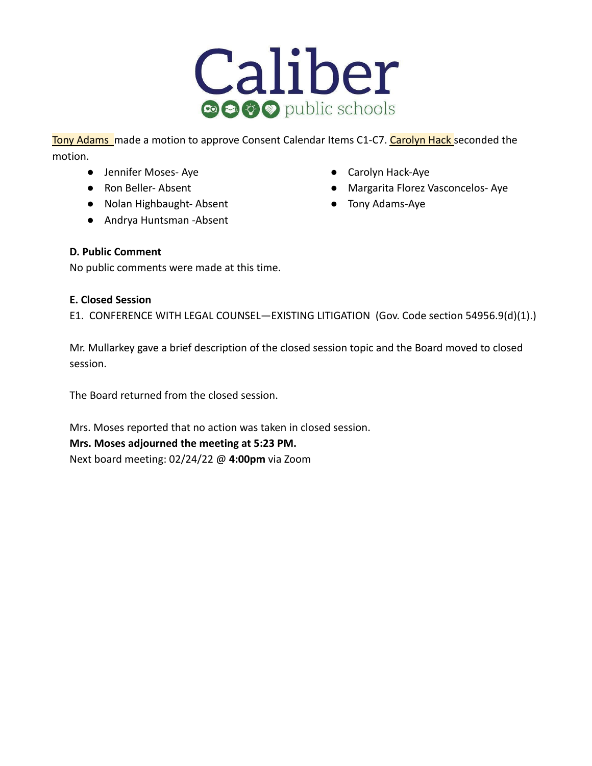Tony Adams made a motion to approve Consent Calendar Items C1-C7. Carolyn Hack seconded the motion.

- Jennifer Moses- Aye
- Ron Beller- Absent
- Nolan Highbaught- Absent
- Andrya Huntsman -Absent
- Carolyn Hack-Aye
- Margarita Florez Vasconcelos- Aye
- Tony Adams-Aye

**D. Public Comment**

No public comments were made at this time.

**E. Closed Session**

E1. CONFERENCE WITH LEGAL COUNSEL—EXISTING LITIGATION (Gov. Code section 54956.9(d)(1).)

Mr. Mullarkey gave a brief description of the closed session topic and the Board moved to closed session.

The Board returned from the closed session.

Mrs. Moses reported that no action was taken in closed session.

**Mrs. Moses adjourned the meeting at 5:23 PM.**

Next board meeting: 02/24/22 @ **4:00pm** via Zoom